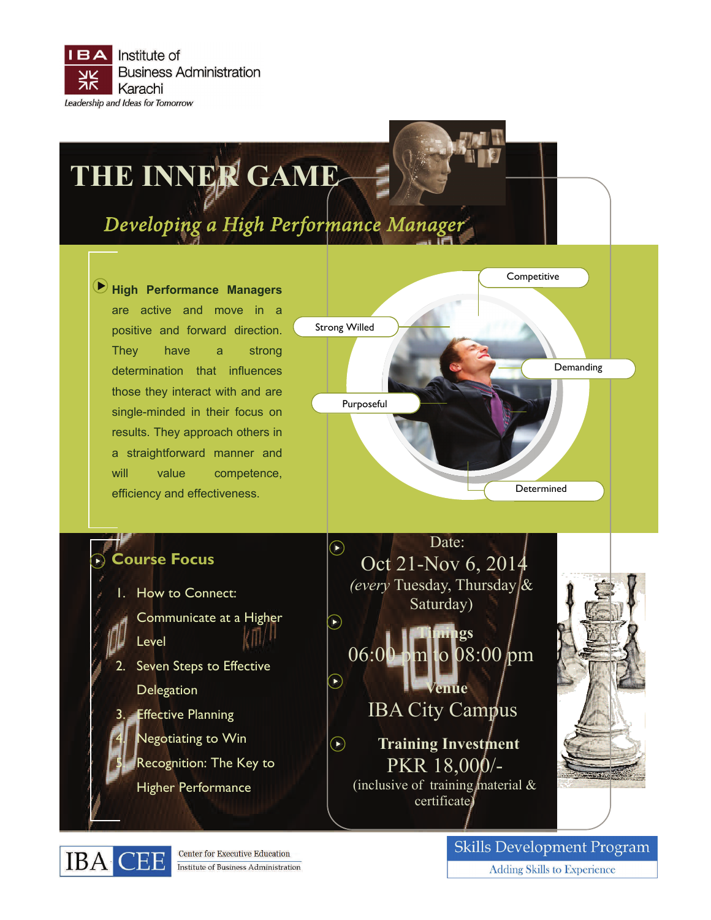IBA Institute of Business Administration Karachi

*Leadership and Ideas for Tomorrow*

# THE INNER GAME

## *Developing a High Performance Manager*

**High Performance Managers** are active and move in a positive and forward direction. They have a strong determination that influences those they interact with and are single-minded in their focus on results. They approach others in a straightforward manner and will value competence, efficiency and effectiveness.

- Competitive
- Strong Willed
- Demanding
- Purposeful
- Determined

## Course Focus

1. How to Connect: Communicate at a Higher Level
2. Seven Steps to Effective Delegation
3. Effective Planning
4. Negotiating to Win
5. Recognition: The Key to Higher Performance

**Date:**
Oct 21-Nov 6, 2014
*(every* Tuesday, Thursday & Saturday)

**Timings**
06:00 pm to 08:00 pm

**Venue**
IBA City Campus

**Training Investment**
PKR 18,000/-
(inclusive of training material & certificate)

IBA CEE Center for Executive Education, Institute of Business Administration

Skills Development Program
Adding Skills to Experience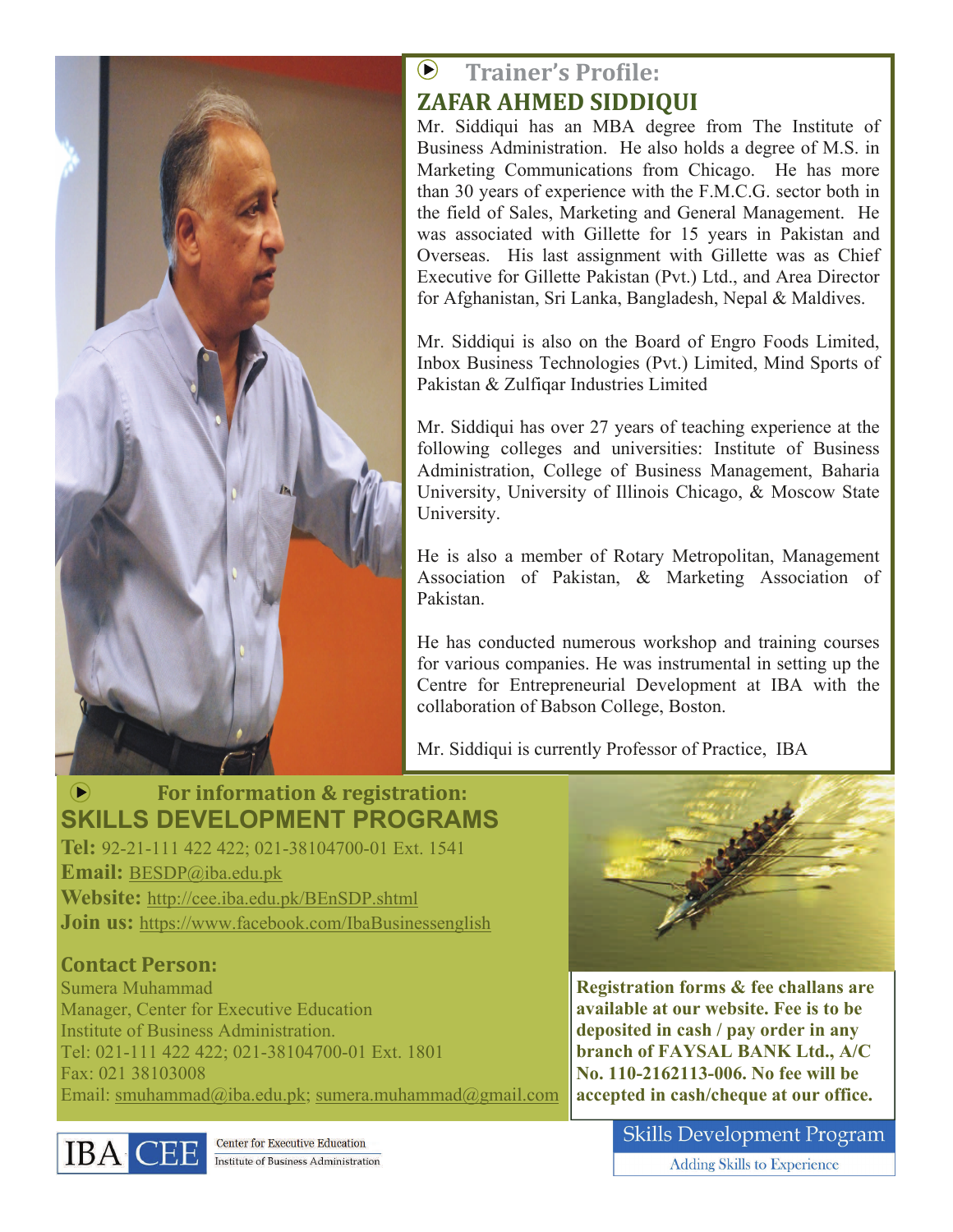## Trainer's Profile:

## ZAFAR AHMED SIDDIQUI

Mr. Siddiqui has an MBA degree from The Institute of Business Administration. He also holds a degree of M.S. in Marketing Communications from Chicago. He has more than 30 years of experience with the F.M.C.G. sector both in the field of Sales, Marketing and General Management. He was associated with Gillette for 15 years in Pakistan and Overseas. His last assignment with Gillette was as Chief Executive for Gillette Pakistan (Pvt.) Ltd., and Area Director for Afghanistan, Sri Lanka, Bangladesh, Nepal & Maldives.

Mr. Siddiqui is also on the Board of Engro Foods Limited, Inbox Business Technologies (Pvt.) Limited, Mind Sports of Pakistan & Zulfiqar Industries Limited

Mr. Siddiqui has over 27 years of teaching experience at the following colleges and universities: Institute of Business Administration, College of Business Management, Baharia University, University of Illinois Chicago, & Moscow State University.

He is also a member of Rotary Metropolitan, Management Association of Pakistan, & Marketing Association of Pakistan.

He has conducted numerous workshop and training courses for various companies. He was instrumental in setting up the Centre for Entrepreneurial Development at IBA with the collaboration of Babson College, Boston.

Mr. Siddiqui is currently Professor of Practice, IBA

## For information & registration:

## SKILLS DEVELOPMENT PROGRAMS

**Tel:** 92-21-111 422 422; 021-38104700-01 Ext. 1541
**Email:** BESDP@iba.edu.pk
**Website:** http://cee.iba.edu.pk/BEnSDP.shtml
**Join us:** https://www.facebook.com/IbaBusinessenglish

### Contact Person:

Sumera Muhammad
Manager, Center for Executive Education
Institute of Business Administration.
Tel: 021-111 422 422; 021-38104700-01 Ext. 1801
Fax: 021 38103008
Email: smuhammad@iba.edu.pk; sumera.muhammad@gmail.com

**Registration forms & fee challans are available at our website. Fee is to be deposited in cash / pay order in any branch of FAYSAL BANK Ltd., A/C No. 110-2162113-006. No fee will be accepted in cash/cheque at our office.**

IBA CEE Center for Executive Education Institute of Business Administration

Skills Development Program
Adding Skills to Experience